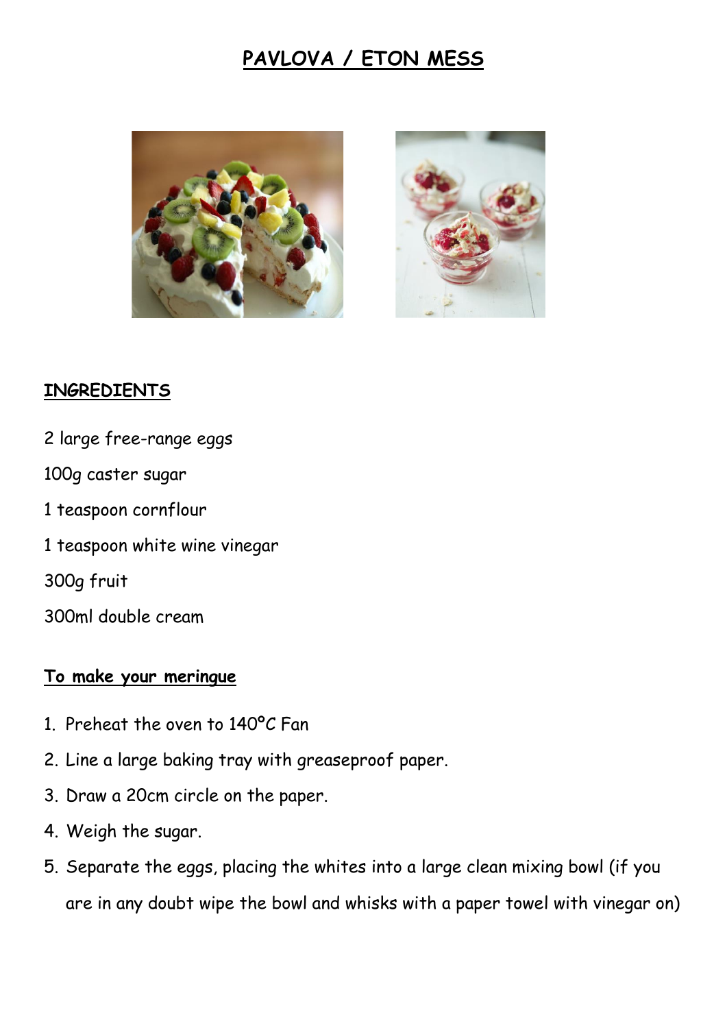# PAVLOVA / ETON MESS

## INGREDIENTS

2 large free-range eggs

100g caster sugar

1 teaspoon cornflour

1 teaspoon white wine vinegar

300g fruit

300ml double cream

## To make your meringue

1. Preheat the oven to 140°C Fan
2. Line a large baking tray with greaseproof paper.
3. Draw a 20cm circle on the paper.
4. Weigh the sugar.
5. Separate the eggs, placing the whites into a large clean mixing bowl (if you are in any doubt wipe the bowl and whisks with a paper towel with vinegar on)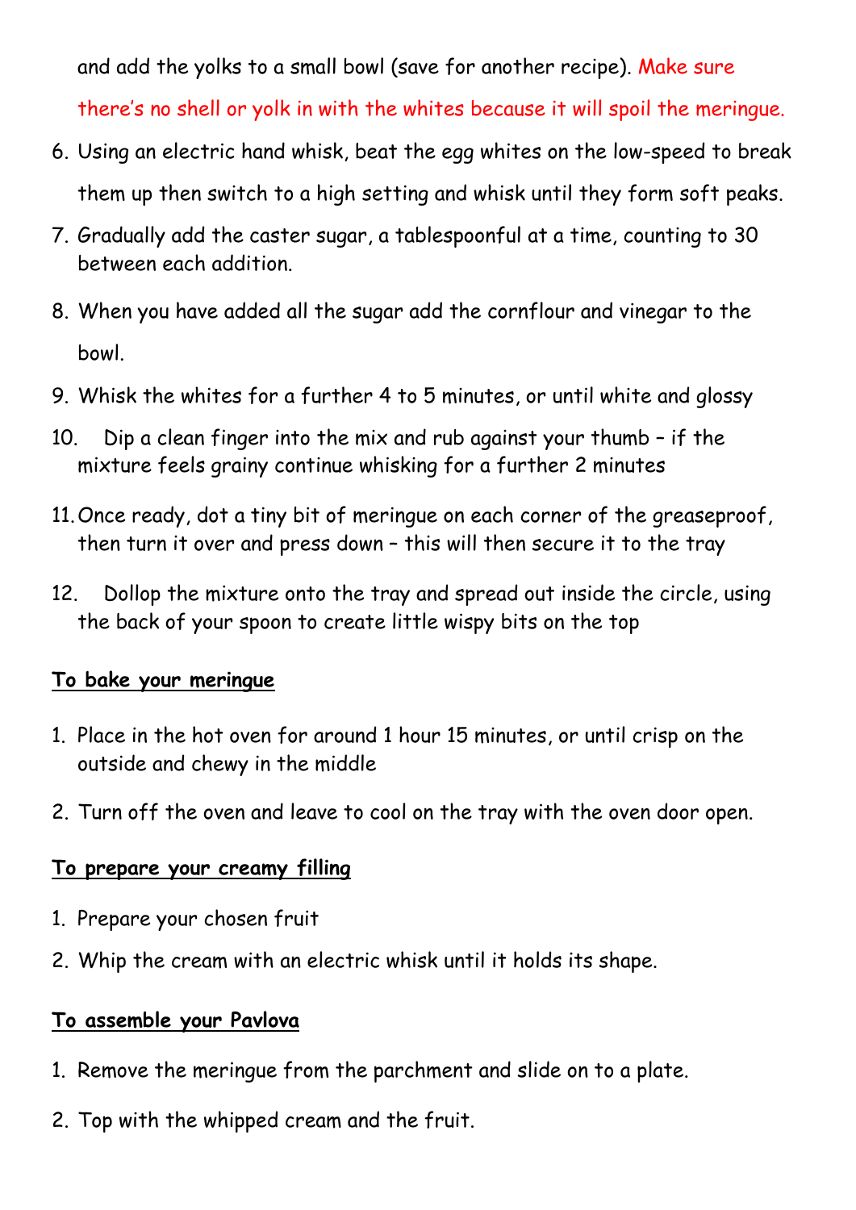and add the yolks to a small bowl (save for another recipe). Make sure there's no shell or yolk in with the whites because it will spoil the meringue.

6. Using an electric hand whisk, beat the egg whites on the low-speed to break them up then switch to a high setting and whisk until they form soft peaks.
7. Gradually add the caster sugar, a tablespoonful at a time, counting to 30 between each addition.
8. When you have added all the sugar add the cornflour and vinegar to the bowl.
9. Whisk the whites for a further 4 to 5 minutes, or until white and glossy
10. Dip a clean finger into the mix and rub against your thumb – if the mixture feels grainy continue whisking for a further 2 minutes
11. Once ready, dot a tiny bit of meringue on each corner of the greaseproof, then turn it over and press down – this will then secure it to the tray
12. Dollop the mixture onto the tray and spread out inside the circle, using the back of your spoon to create little wispy bits on the top

**To bake your meringue**

1. Place in the hot oven for around 1 hour 15 minutes, or until crisp on the outside and chewy in the middle
2. Turn off the oven and leave to cool on the tray with the oven door open.

**To prepare your creamy filling**

1. Prepare your chosen fruit
2. Whip the cream with an electric whisk until it holds its shape.

**To assemble your Pavlova**

1. Remove the meringue from the parchment and slide on to a plate.
2. Top with the whipped cream and the fruit.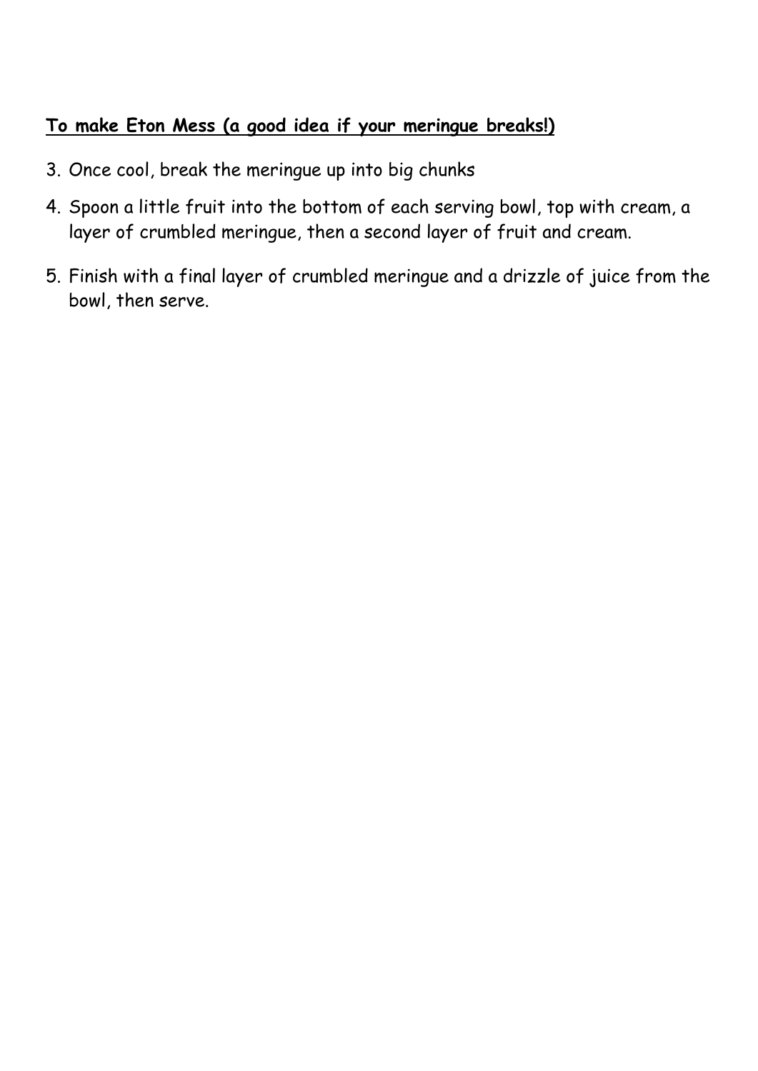**To make Eton Mess (a good idea if your meringue breaks!)**

3. Once cool, break the meringue up into big chunks
4. Spoon a little fruit into the bottom of each serving bowl, top with cream, a layer of crumbled meringue, then a second layer of fruit and cream.
5. Finish with a final layer of crumbled meringue and a drizzle of juice from the bowl, then serve.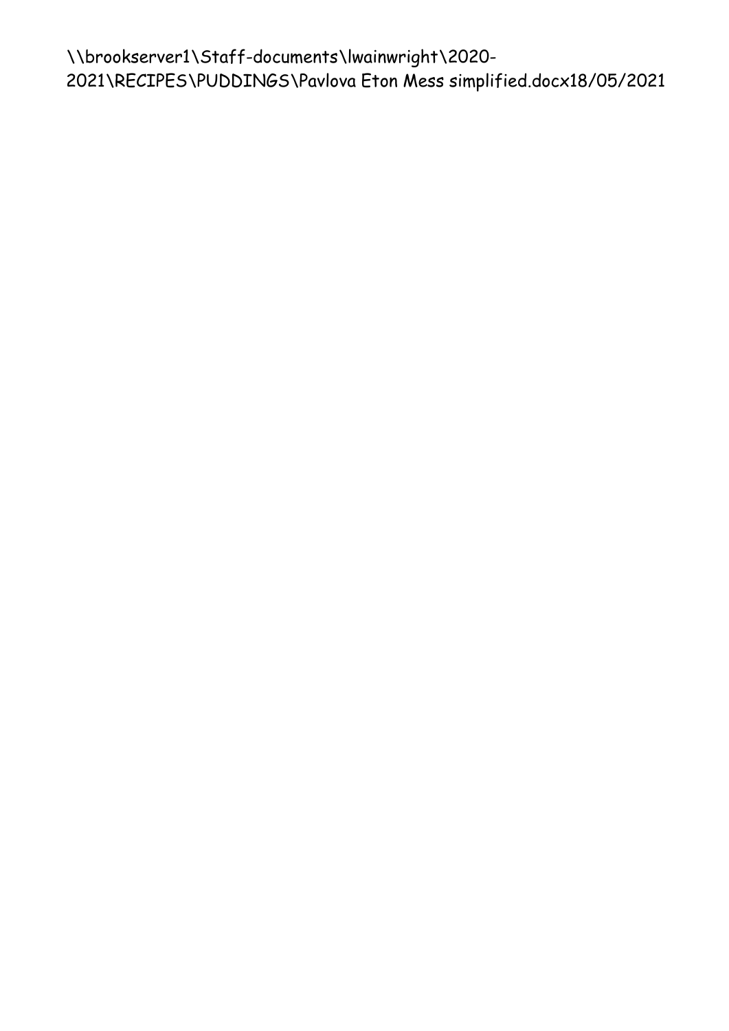\\brookserver1\Staff-documents\lwainwright\2020-2021\RECIPES\PUDDINGS\Pavlova Eton Mess simplified.docx18/05/2021